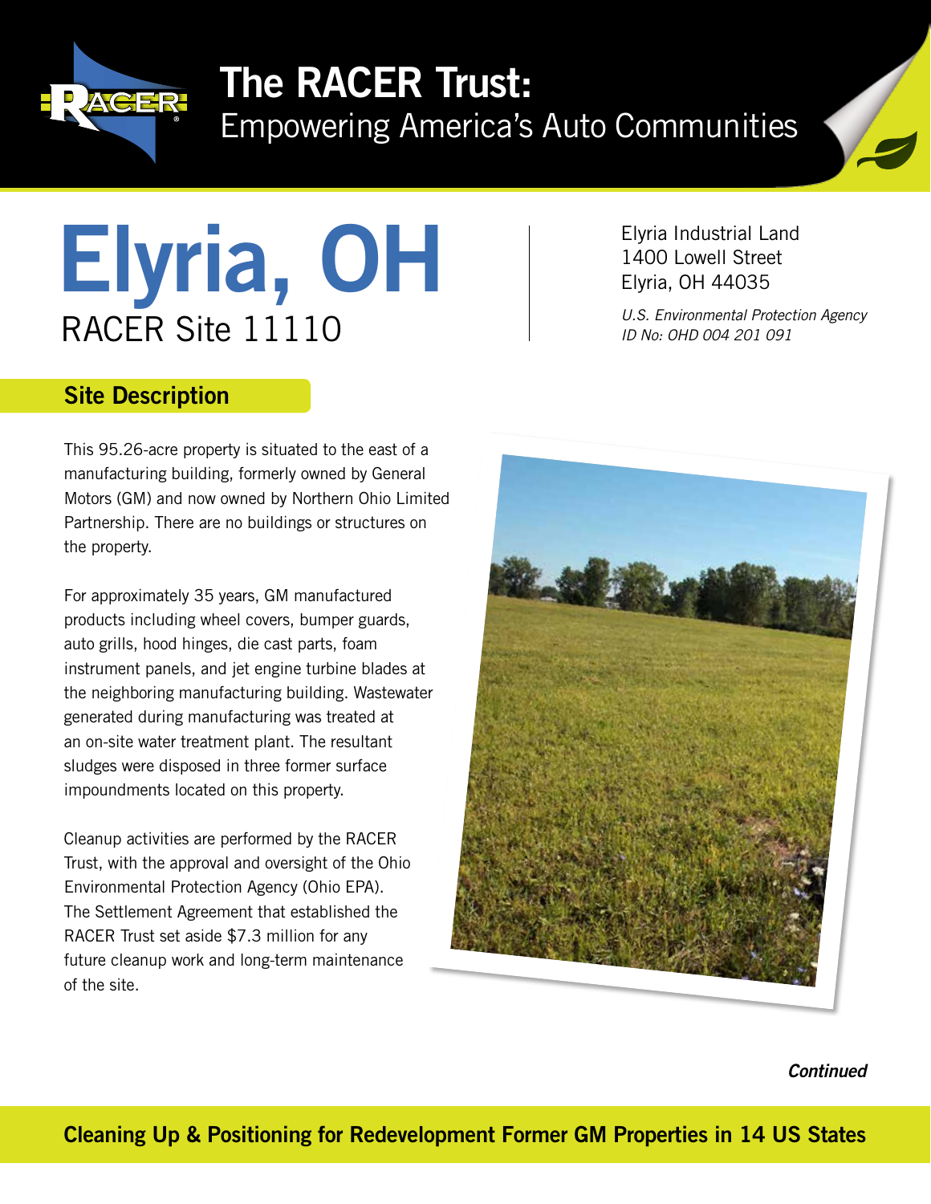# The RACER Trust:

Empowering America's Auto Communities

# Elyria, OH

RACER Site 11110

Elyria Industrial Land
1400 Lowell Street
Elyria, OH 44035

*U.S. Environmental Protection Agency ID No: OHD 004 201 091*

## Site Description

This 95.26-acre property is situated to the east of a manufacturing building, formerly owned by General Motors (GM) and now owned by Northern Ohio Limited Partnership. There are no buildings or structures on the property.

For approximately 35 years, GM manufactured products including wheel covers, bumper guards, auto grills, hood hinges, die cast parts, foam instrument panels, and jet engine turbine blades at the neighboring manufacturing building. Wastewater generated during manufacturing was treated at an on-site water treatment plant. The resultant sludges were disposed in three former surface impoundments located on this property.

Cleanup activities are performed by the RACER Trust, with the approval and oversight of the Ohio Environmental Protection Agency (Ohio EPA). The Settlement Agreement that established the RACER Trust set aside $7.3 million for any future cleanup work and long-term maintenance of the site.

***Continued***

**Cleaning Up & Positioning for Redevelopment Former GM Properties in 14 US States**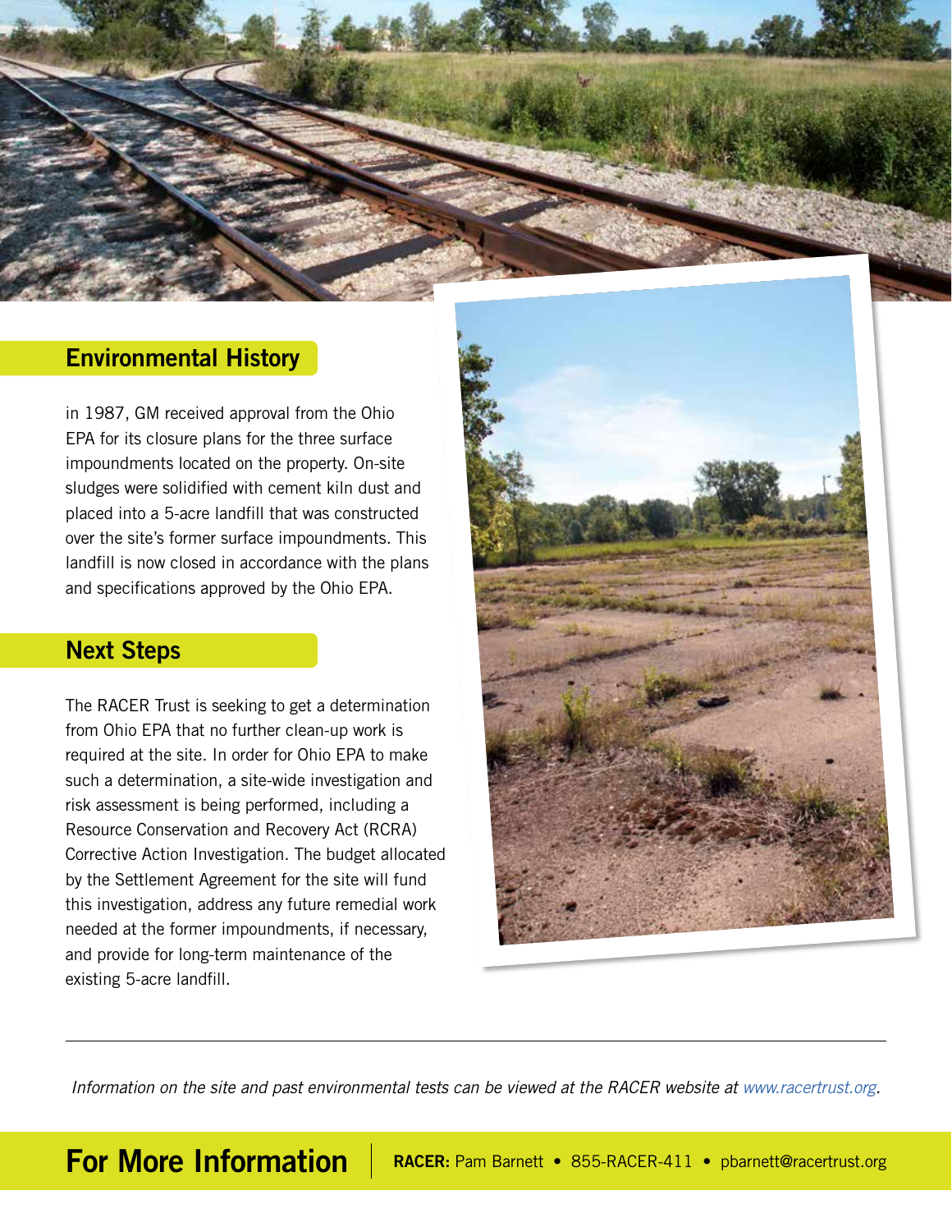## Environmental History

in 1987, GM received approval from the Ohio EPA for its closure plans for the three surface impoundments located on the property. On-site sludges were solidified with cement kiln dust and placed into a 5-acre landfill that was constructed over the site's former surface impoundments. This landfill is now closed in accordance with the plans and specifications approved by the Ohio EPA.

## Next Steps

The RACER Trust is seeking to get a determination from Ohio EPA that no further clean-up work is required at the site. In order for Ohio EPA to make such a determination, a site-wide investigation and risk assessment is being performed, including a Resource Conservation and Recovery Act (RCRA) Corrective Action Investigation. The budget allocated by the Settlement Agreement for the site will fund this investigation, address any future remedial work needed at the former impoundments, if necessary, and provide for long-term maintenance of the existing 5-acre landfill.

---

*Information on the site and past environmental tests can be viewed at the RACER website at www.racertrust.org.*

## For More Information

**RACER:** Pam Barnett • 855-RACER-411 • pbarnett@racertrust.org